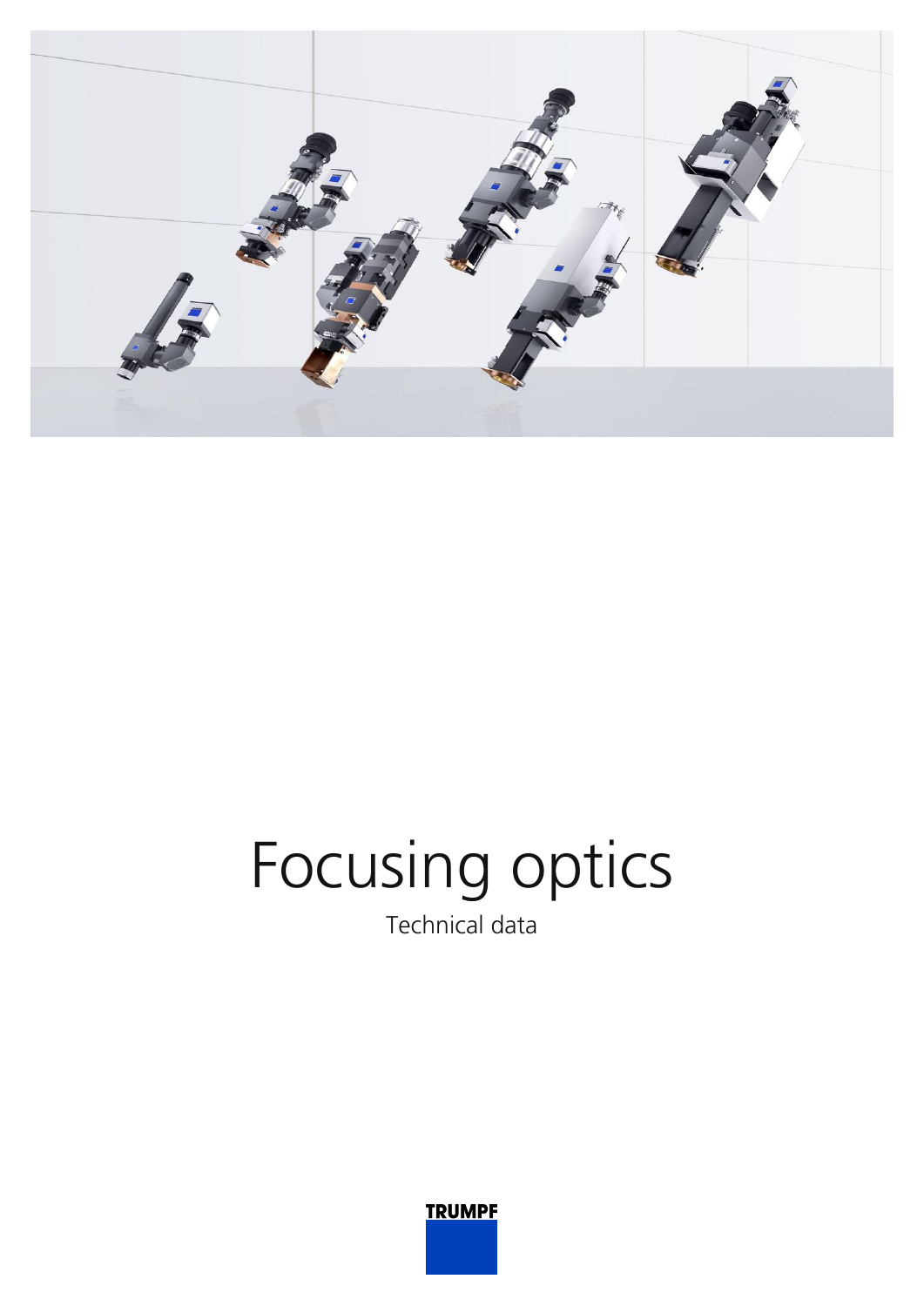# Focusing optics

Technical data

TRUMPF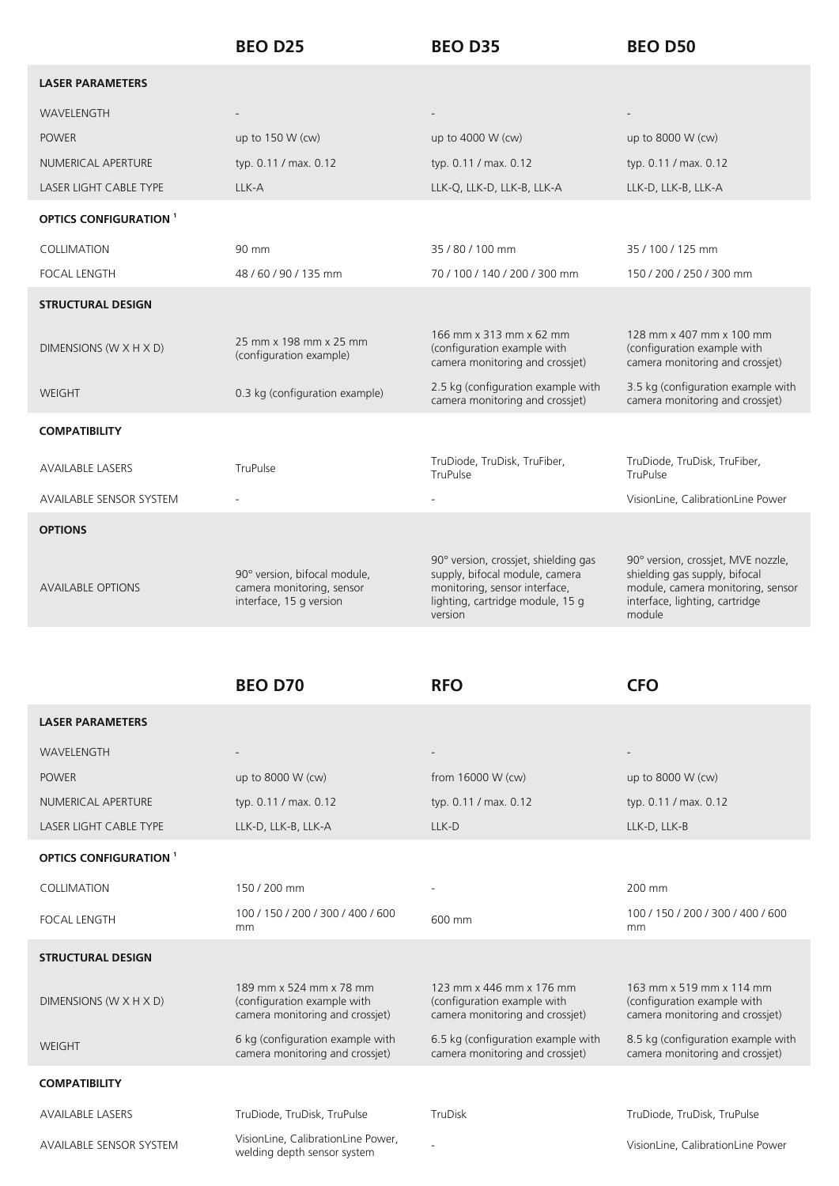| | BEO D25 | BEO D35 | BEO D50 |
|---|---|---|---|
| **LASER PARAMETERS** | | | |
| WAVELENGTH | - | - | - |
| POWER | up to 150 W (cw) | up to 4000 W (cw) | up to 8000 W (cw) |
| NUMERICAL APERTURE | typ. 0.11 / max. 0.12 | typ. 0.11 / max. 0.12 | typ. 0.11 / max. 0.12 |
| LASER LIGHT CABLE TYPE | LLK-A | LLK-Q, LLK-D, LLK-B, LLK-A | LLK-D, LLK-B, LLK-A |
| **OPTICS CONFIGURATION [1]** | | | |
| COLLIMATION | 90 mm | 35 / 80 / 100 mm | 35 / 100 / 125 mm |
| FOCAL LENGTH | 48 / 60 / 90 / 135 mm | 70 / 100 / 140 / 200 / 300 mm | 150 / 200 / 250 / 300 mm |
| **STRUCTURAL DESIGN** | | | |
| DIMENSIONS (W X H X D) | 25 mm x 198 mm x 25 mm (configuration example) | 166 mm x 313 mm x 62 mm (configuration example with camera monitoring and crossjet) | 128 mm x 407 mm x 100 mm (configuration example with camera monitoring and crossjet) |
| WEIGHT | 0.3 kg (configuration example) | 2.5 kg (configuration example with camera monitoring and crossjet) | 3.5 kg (configuration example with camera monitoring and crossjet) |
| **COMPATIBILITY** | | | |
| AVAILABLE LASERS | TruPulse | TruDiode, TruDisk, TruFiber, TruPulse | TruDiode, TruDisk, TruFiber, TruPulse |
| AVAILABLE SENSOR SYSTEM | - | - | VisionLine, CalibrationLine Power |
| **OPTIONS** | | | |
| AVAILABLE OPTIONS | 90° version, bifocal module, camera monitoring, sensor interface, 15 g version | 90° version, crossjet, shielding gas supply, bifocal module, camera monitoring, sensor interface, lighting, cartridge module, 15 g version | 90° version, crossjet, MVE nozzle, shielding gas supply, bifocal module, camera monitoring, sensor interface, lighting, cartridge module |

| | BEO D70 | RFO | CFO |
|---|---|---|---|
| **LASER PARAMETERS** | | | |
| WAVELENGTH | - | - | - |
| POWER | up to 8000 W (cw) | from 16000 W (cw) | up to 8000 W (cw) |
| NUMERICAL APERTURE | typ. 0.11 / max. 0.12 | typ. 0.11 / max. 0.12 | typ. 0.11 / max. 0.12 |
| LASER LIGHT CABLE TYPE | LLK-D, LLK-B, LLK-A | LLK-D | LLK-D, LLK-B |
| **OPTICS CONFIGURATION [1]** | | | |
| COLLIMATION | 150 / 200 mm | - | 200 mm |
| FOCAL LENGTH | 100 / 150 / 200 / 300 / 400 / 600 mm | 600 mm | 100 / 150 / 200 / 300 / 400 / 600 mm |
| **STRUCTURAL DESIGN** | | | |
| DIMENSIONS (W X H X D) | 189 mm x 524 mm x 78 mm (configuration example with camera monitoring and crossjet) | 123 mm x 446 mm x 176 mm (configuration example with camera monitoring and crossjet) | 163 mm x 519 mm x 114 mm (configuration example with camera monitoring and crossjet) |
| WEIGHT | 6 kg (configuration example with camera monitoring and crossjet) | 6.5 kg (configuration example with camera monitoring and crossjet) | 8.5 kg (configuration example with camera monitoring and crossjet) |
| **COMPATIBILITY** | | | |
| AVAILABLE LASERS | TruDiode, TruDisk, TruPulse | TruDisk | TruDiode, TruDisk, TruPulse |
| AVAILABLE SENSOR SYSTEM | VisionLine, CalibrationLine Power, welding depth sensor system | - | VisionLine, CalibrationLine Power |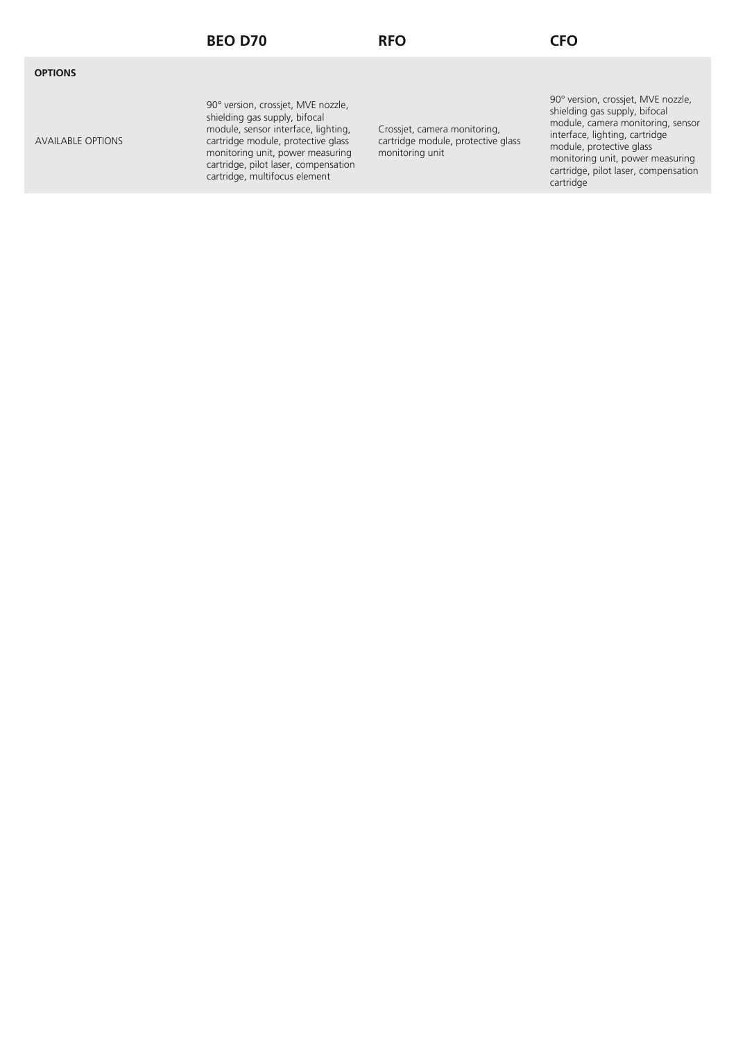| | BEO D70 | RFO | CFO |
|---|---|---|---|
| **OPTIONS** | | | |
| AVAILABLE OPTIONS | 90° version, crossjet, MVE nozzle, shielding gas supply, bifocal module, sensor interface, lighting, cartridge module, protective glass monitoring unit, power measuring cartridge, pilot laser, compensation cartridge, multifocus element | Crossjet, camera monitoring, cartridge module, protective glass monitoring unit | 90° version, crossjet, MVE nozzle, shielding gas supply, bifocal module, camera monitoring, sensor interface, lighting, cartridge module, protective glass monitoring unit, power measuring cartridge, pilot laser, compensation cartridge |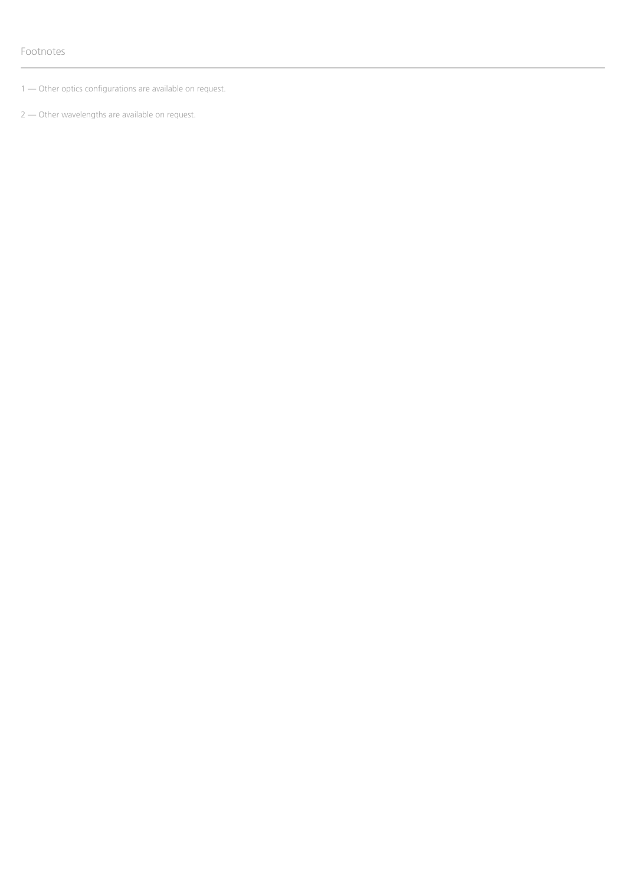## Footnotes

1 — Other optics configurations are available on request.

2 — Other wavelengths are available on request.